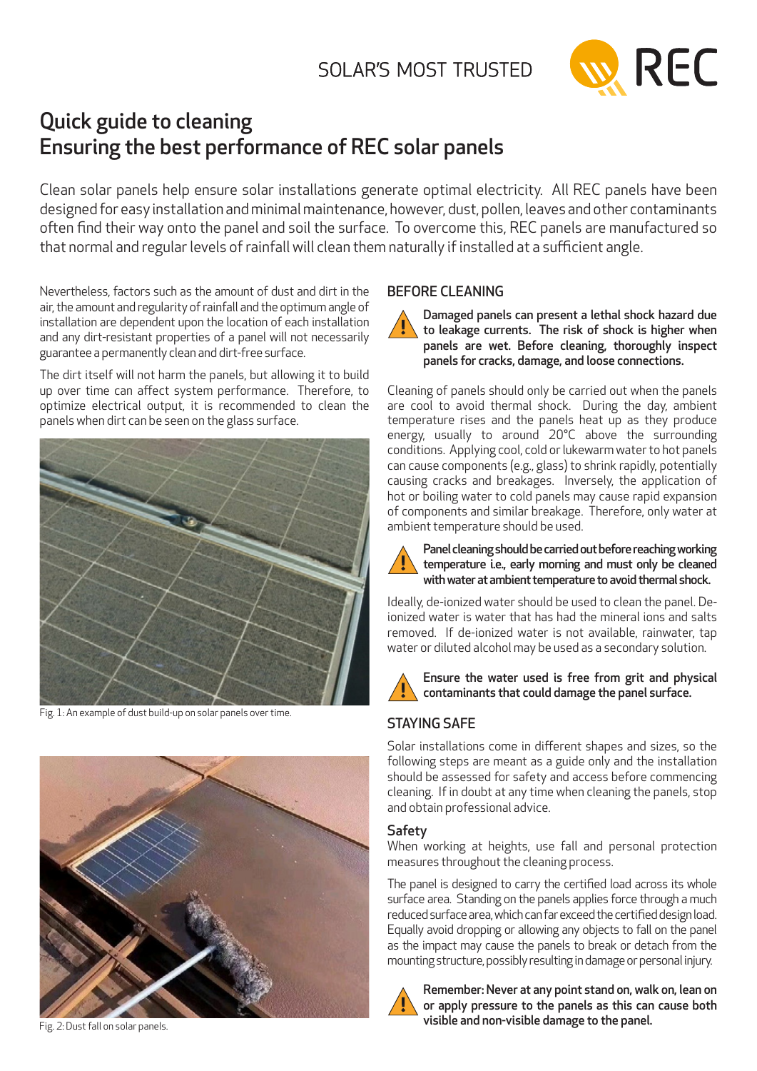SOLAR'S MOST TRUSTED

# Quick guide to cleaning
## Ensuring the best performance of REC solar panels

Clean solar panels help ensure solar installations generate optimal electricity. All REC panels have been designed for easy installation and minimal maintenance, however, dust, pollen, leaves and other contaminants often find their way onto the panel and soil the surface. To overcome this, REC panels are manufactured so that normal and regular levels of rainfall will clean them naturally if installed at a sufficient angle.

Nevertheless, factors such as the amount of dust and dirt in the air, the amount and regularity of rainfall and the optimum angle of installation are dependent upon the location of each installation and any dirt-resistant properties of a panel will not necessarily guarantee a permanently clean and dirt-free surface.

The dirt itself will not harm the panels, but allowing it to build up over time can affect system performance. Therefore, to optimize electrical output, it is recommended to clean the panels when dirt can be seen on the glass surface.

Fig. 1: An example of dust build-up on solar panels over time.

Fig. 2: Dust fall on solar panels.

### BEFORE CLEANING

**Damaged panels can present a lethal shock hazard due to leakage currents. The risk of shock is higher when panels are wet. Before cleaning, thoroughly inspect panels for cracks, damage, and loose connections.**

Cleaning of panels should only be carried out when the panels are cool to avoid thermal shock. During the day, ambient temperature rises and the panels heat up as they produce energy, usually to around 20°C above the surrounding conditions. Applying cool, cold or lukewarm water to hot panels can cause components (e.g., glass) to shrink rapidly, potentially causing cracks and breakages. Inversely, the application of hot or boiling water to cold panels may cause rapid expansion of components and similar breakage. Therefore, only water at ambient temperature should be used.

**Panel cleaning should be carried out before reaching working temperature i.e., early morning and must only be cleaned with water at ambient temperature to avoid thermal shock.**

Ideally, de-ionized water should be used to clean the panel. De-ionized water is water that has had the mineral ions and salts removed. If de-ionized water is not available, rainwater, tap water or diluted alcohol may be used as a secondary solution.

**Ensure the water used is free from grit and physical contaminants that could damage the panel surface.**

### STAYING SAFE

Solar installations come in different shapes and sizes, so the following steps are meant as a guide only and the installation should be assessed for safety and access before commencing cleaning. If in doubt at any time when cleaning the panels, stop and obtain professional advice.

#### Safety

When working at heights, use fall and personal protection measures throughout the cleaning process.

The panel is designed to carry the certified load across its whole surface area. Standing on the panels applies force through a much reduced surface area, which can far exceed the certified design load. Equally avoid dropping or allowing any objects to fall on the panel as the impact may cause the panels to break or detach from the mounting structure, possibly resulting in damage or personal injury.

**Remember: Never at any point stand on, walk on, lean on or apply pressure to the panels as this can cause both visible and non-visible damage to the panel.**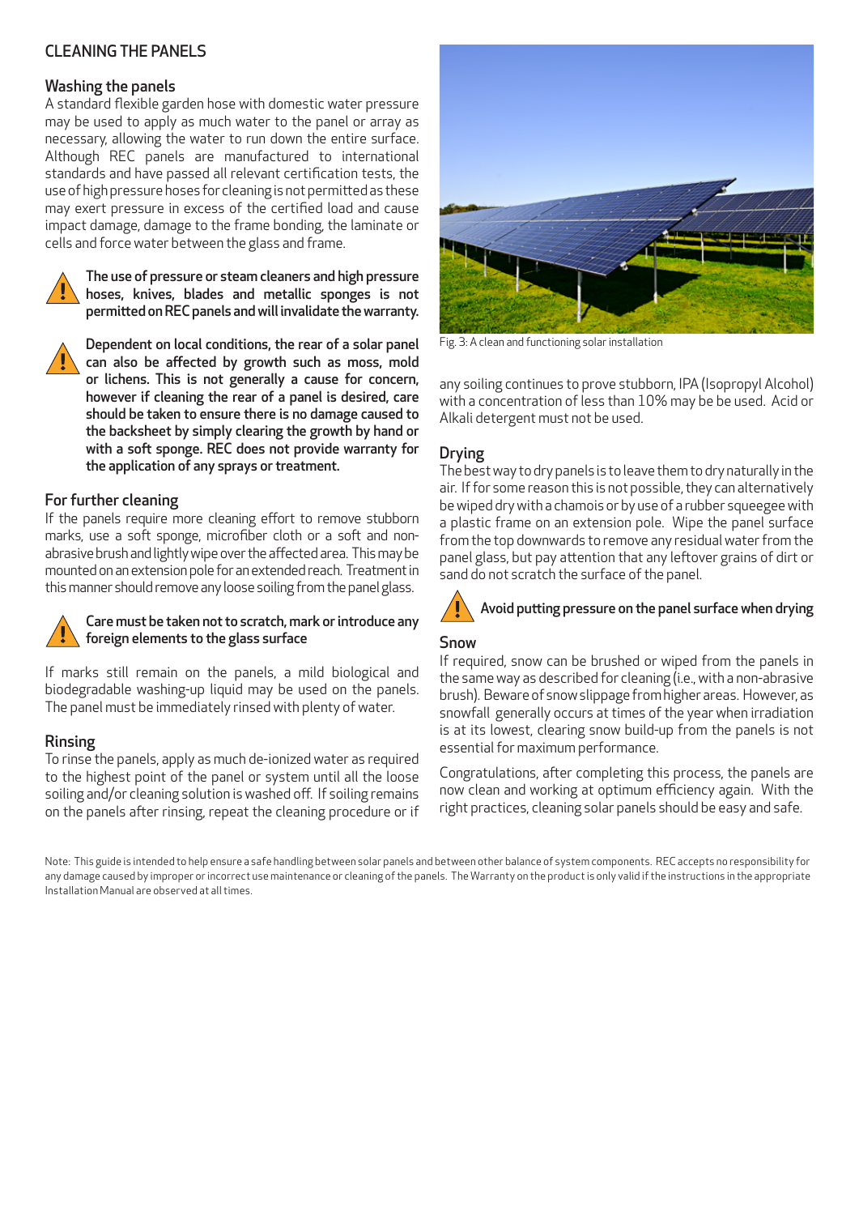## CLEANING THE PANELS

### Washing the panels

A standard flexible garden hose with domestic water pressure may be used to apply as much water to the panel or array as necessary, allowing the water to run down the entire surface. Although REC panels are manufactured to international standards and have passed all relevant certification tests, the use of high pressure hoses for cleaning is not permitted as these may exert pressure in excess of the certified load and cause impact damage, damage to the frame bonding, the laminate or cells and force water between the glass and frame.

**The use of pressure or steam cleaners and high pressure hoses, knives, blades and metallic sponges is not permitted on REC panels and will invalidate the warranty.**

**Dependent on local conditions, the rear of a solar panel can also be affected by growth such as moss, mold or lichens. This is not generally a cause for concern, however if cleaning the rear of a panel is desired, care should be taken to ensure there is no damage caused to the backsheet by simply clearing the growth by hand or with a soft sponge. REC does not provide warranty for the application of any sprays or treatment.**

### For further cleaning

If the panels require more cleaning effort to remove stubborn marks, use a soft sponge, microfiber cloth or a soft and non-abrasive brush and lightly wipe over the affected area. This may be mounted on an extension pole for an extended reach. Treatment in this manner should remove any loose soiling from the panel glass.

**Care must be taken not to scratch, mark or introduce any foreign elements to the glass surface**

If marks still remain on the panels, a mild biological and biodegradable washing-up liquid may be used on the panels. The panel must be immediately rinsed with plenty of water.

### Rinsing

To rinse the panels, apply as much de-ionized water as required to the highest point of the panel or system until all the loose soiling and/or cleaning solution is washed off. If soiling remains on the panels after rinsing, repeat the cleaning procedure or if any soiling continues to prove stubborn, IPA (Isopropyl Alcohol) with a concentration of less than 10% may be be used. Acid or Alkali detergent must not be used.

Fig. 3: A clean and functioning solar installation

### Drying

The best way to dry panels is to leave them to dry naturally in the air. If for some reason this is not possible, they can alternatively be wiped dry with a chamois or by use of a rubber squeegee with a plastic frame on an extension pole. Wipe the panel surface from the top downwards to remove any residual water from the panel glass, but pay attention that any leftover grains of dirt or sand do not scratch the surface of the panel.

**Avoid putting pressure on the panel surface when drying**

### Snow

If required, snow can be brushed or wiped from the panels in the same way as described for cleaning (i.e., with a non-abrasive brush). Beware of snow slippage from higher areas. However, as snowfall generally occurs at times of the year when irradiation is at its lowest, clearing snow build-up from the panels is not essential for maximum performance.

Congratulations, after completing this process, the panels are now clean and working at optimum efficiency again. With the right practices, cleaning solar panels should be easy and safe.

Note: This guide is intended to help ensure a safe handling between solar panels and between other balance of system components. REC accepts no responsibility for any damage caused by improper or incorrect use maintenance or cleaning of the panels. The Warranty on the product is only valid if the instructions in the appropriate Installation Manual are observed at all times.